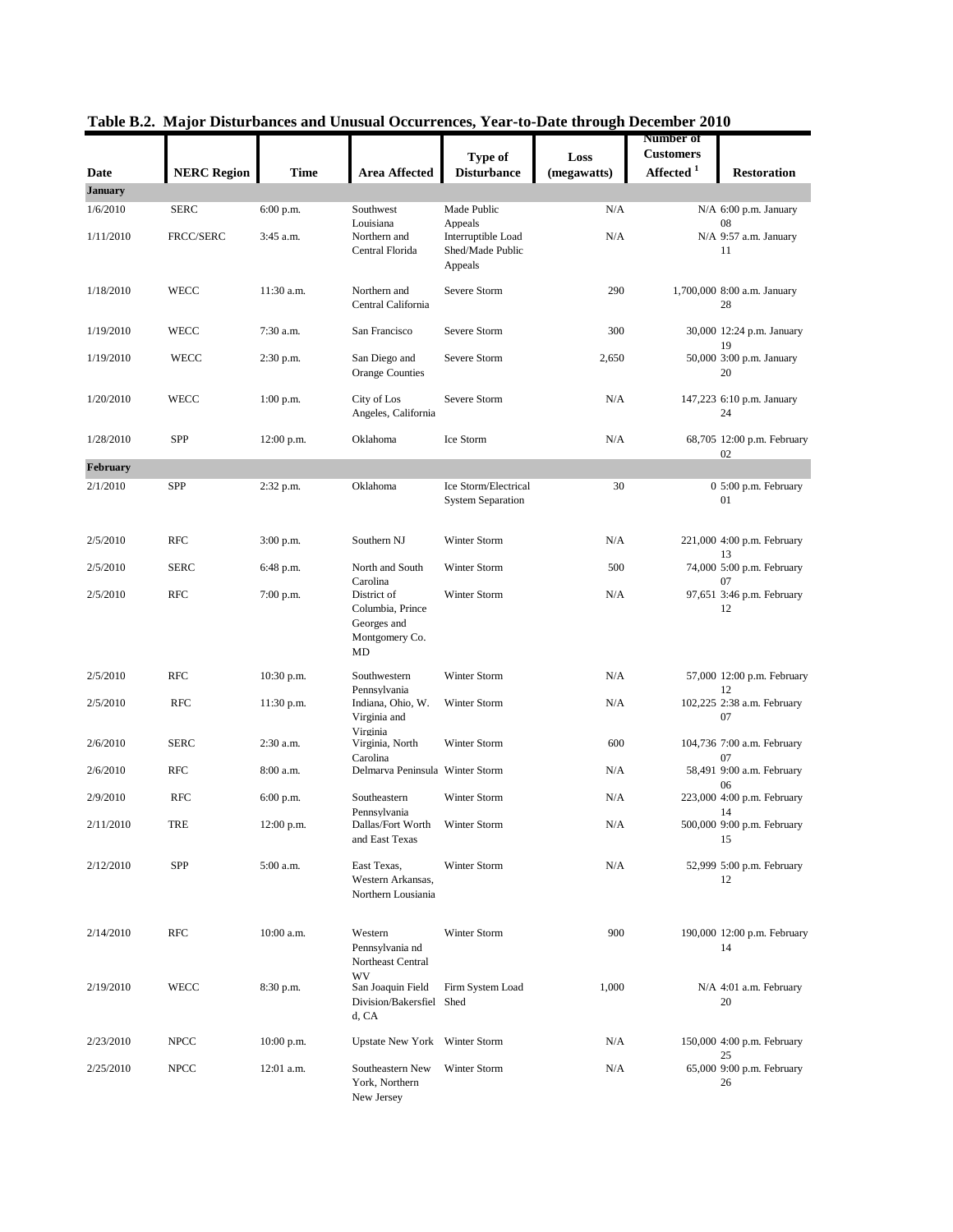# Table B.2. Major Disturbances and Unusual Occurrences, Year-to-Date through December 2010

| Date | NERC Region | Time | Area Affected | Type of Disturbance | Loss (megawatts) | Number of Customers Affected [1] | Restoration |
|---|---|---|---|---|---|---|---|
| **January** | | | | | | | |
| 1/6/2010 | SERC | 6:00 p.m. | Southwest Louisiana | Made Public Appeals | N/A | N/A | 6:00 p.m. January 08 |
| 1/11/2010 | FRCC/SERC | 3:45 a.m. | Northern and Central Florida | Interruptible Load Shed/Made Public Appeals | N/A | N/A | 9:57 a.m. January 11 |
| 1/18/2010 | WECC | 11:30 a.m. | Northern and Central California | Severe Storm | 290 | 1,700,000 | 8:00 a.m. January 28 |
| 1/19/2010 | WECC | 7:30 a.m. | San Francisco | Severe Storm | 300 | 30,000 | 12:24 p.m. January 19 |
| 1/19/2010 | WECC | 2:30 p.m. | San Diego and Orange Counties | Severe Storm | 2,650 | 50,000 | 3:00 p.m. January 20 |
| 1/20/2010 | WECC | 1:00 p.m. | City of Los Angeles, California | Severe Storm | N/A | 147,223 | 6:10 p.m. January 24 |
| 1/28/2010 | SPP | 12:00 p.m. | Oklahoma | Ice Storm | N/A | 68,705 | 12:00 p.m. February 02 |
| **February** | | | | | | | |
| 2/1/2010 | SPP | 2:32 p.m. | Oklahoma | Ice Storm/Electrical System Separation | 30 | 0 | 5:00 p.m. February 01 |
| 2/5/2010 | RFC | 3:00 p.m. | Southern NJ | Winter Storm | N/A | 221,000 | 4:00 p.m. February 13 |
| 2/5/2010 | SERC | 6:48 p.m. | North and South Carolina | Winter Storm | 500 | 74,000 | 5:00 p.m. February 07 |
| 2/5/2010 | RFC | 7:00 p.m. | District of Columbia, Prince Georges and Montgomery Co. MD | Winter Storm | N/A | 97,651 | 3:46 p.m. February 12 |
| 2/5/2010 | RFC | 10:30 p.m. | Southwestern Pennsylvania | Winter Storm | N/A | 57,000 | 12:00 p.m. February 12 |
| 2/5/2010 | RFC | 11:30 p.m. | Indiana, Ohio, W. Virginia and Virginia | Winter Storm | N/A | 102,225 | 2:38 a.m. February 07 |
| 2/6/2010 | SERC | 2:30 a.m. | Virginia, North Carolina | Winter Storm | 600 | 104,736 | 7:00 a.m. February 07 |
| 2/6/2010 | RFC | 8:00 a.m. | Delmarva Peninsula | Winter Storm | N/A | 58,491 | 9:00 a.m. February 06 |
| 2/9/2010 | RFC | 6:00 p.m. | Southeastern Pennsylvania | Winter Storm | N/A | 223,000 | 4:00 p.m. February 14 |
| 2/11/2010 | TRE | 12:00 p.m. | Dallas/Fort Worth and East Texas | Winter Storm | N/A | 500,000 | 9:00 p.m. February 15 |
| 2/12/2010 | SPP | 5:00 a.m. | East Texas, Western Arkansas, Northern Lousiania | Winter Storm | N/A | 52,999 | 5:00 p.m. February 12 |
| 2/14/2010 | RFC | 10:00 a.m. | Western Pennsylvania nd Northeast Central WV | Winter Storm | 900 | 190,000 | 12:00 p.m. February 14 |
| 2/19/2010 | WECC | 8:30 p.m. | San Joaquin Field Division/Bakersfield, CA | Firm System Load Shed | 1,000 | N/A | 4:01 a.m. February 20 |
| 2/23/2010 | NPCC | 10:00 p.m. | Upstate New York | Winter Storm | N/A | 150,000 | 4:00 p.m. February 25 |
| 2/25/2010 | NPCC | 12:01 a.m. | Southeastern New York, Northern New Jersey | Winter Storm | N/A | 65,000 | 9:00 p.m. February 26 |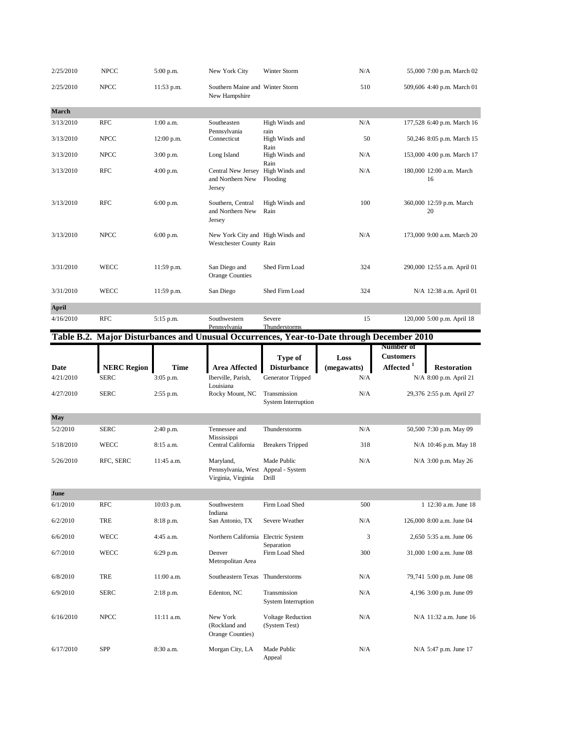## Table B.2. Major Disturbances and Unusual Occurrences, Year-to-Date through December 2010

| Date | NERC Region | Time | Area Affected | Type of Disturbance | Loss (megawatts) | Number of Customers Affected [1] | Restoration |
|---|---|---|---|---|---|---|---|
| 2/25/2010 | NPCC | 5:00 p.m. | New York City | Winter Storm | N/A | 55,000 | 7:00 p.m. March 02 |
| 2/25/2010 | NPCC | 11:53 p.m. | Southern Maine and New Hampshire | Winter Storm | 510 | 509,606 | 4:40 p.m. March 01 |
| **March** | | | | | | | |
| 3/13/2010 | RFC | 1:00 a.m. | Southeasten Pennsylvania | High Winds and rain | N/A | 177,528 | 6:40 p.m. March 16 |
| 3/13/2010 | NPCC | 12:00 p.m. | Connecticut | High Winds and Rain | 50 | 50,246 | 8:05 p.m. March 15 |
| 3/13/2010 | NPCC | 3:00 p.m. | Long Island | High Winds and Rain | N/A | 153,000 | 4:00 p.m. March 17 |
| 3/13/2010 | RFC | 4:00 p.m. | Central New Jersey and Northern New Jersey | High Winds and Flooding | N/A | 180,000 | 12:00 a.m. March 16 |
| 3/13/2010 | RFC | 6:00 p.m. | Southern, Central and Northern New Jersey | High Winds and Rain | 100 | 360,000 | 12:59 p.m. March 20 |
| 3/13/2010 | NPCC | 6:00 p.m. | New York City and Westchester County | High Winds and Rain | N/A | 173,000 | 9:00 a.m. March 20 |
| 3/31/2010 | WECC | 11:59 p.m. | San Diego and Orange Counties | Shed Firm Load | 324 | 290,000 | 12:55 a.m. April 01 |
| 3/31/2010 | WECC | 11:59 p.m. | San Diego | Shed Firm Load | 324 | N/A | 12:38 a.m. April 01 |
| **April** | | | | | | | |
| 4/16/2010 | RFC | 5:15 p.m. | Southwestern Pennsylvania | Severe Thunderstorms | 15 | 120,000 | 5:00 p.m. April 18 |
| 4/21/2010 | SERC | 3:05 p.m. | Iberville, Parish, Louisiana | Generator Tripped | N/A | N/A | 8:00 p.m. April 21 |
| 4/27/2010 | SERC | 2:55 p.m. | Rocky Mount, NC | Transmission System Interruption | N/A | 29,376 | 2:55 p.m. April 27 |
| **May** | | | | | | | |
| 5/2/2010 | SERC | 2:40 p.m. | Tennessee and Mississippi | Thunderstorms | N/A | 50,500 | 7:30 p.m. May 09 |
| 5/18/2010 | WECC | 8:15 a.m. | Central California | Breakers Tripped | 318 | N/A | 10:46 p.m. May 18 |
| 5/26/2010 | RFC, SERC | 11:45 a.m. | Maryland, Pennsylvania, West Virginia, Virginia | Made Public Appeal - System Drill | N/A | N/A | 3:00 p.m. May 26 |
| **June** | | | | | | | |
| 6/1/2010 | RFC | 10:03 p.m. | Southwestern Indiana | Firm Load Shed | 500 | 1 | 12:30 a.m. June 18 |
| 6/2/2010 | TRE | 8:18 p.m. | San Antonio, TX | Severe Weather | N/A | 126,000 | 8:00 a.m. June 04 |
| 6/6/2010 | WECC | 4:45 a.m. | Northern California | Electric System Separation | 3 | 2,650 | 5:35 a.m. June 06 |
| 6/7/2010 | WECC | 6:29 p.m. | Denver Metropolitan Area | Firm Load Shed | 300 | 31,000 | 1:00 a.m. June 08 |
| 6/8/2010 | TRE | 11:00 a.m. | Southeastern Texas | Thunderstorms | N/A | 79,741 | 5:00 p.m. June 08 |
| 6/9/2010 | SERC | 2:18 p.m. | Edenton, NC | Transmission System Interruption | N/A | 4,196 | 3:00 p.m. June 09 |
| 6/16/2010 | NPCC | 11:11 a.m. | New York (Rockland and Orange Counties) | Voltage Reduction (System Test) | N/A | N/A | 11:32 a.m. June 16 |
| 6/17/2010 | SPP | 8:30 a.m. | Morgan City, LA | Made Public Appeal | N/A | N/A | 5:47 p.m. June 17 |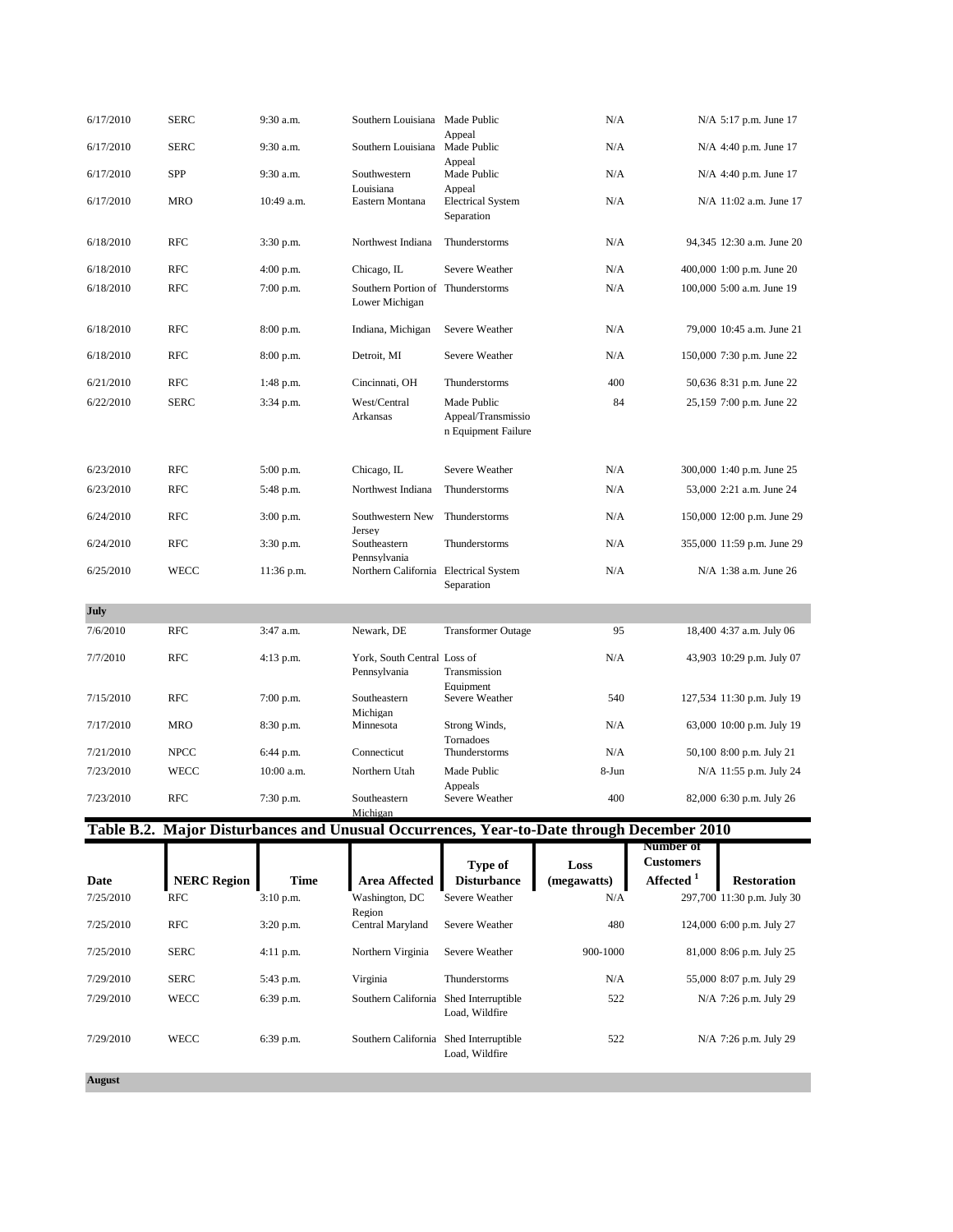| Date | NERC Region | Time | Area Affected | Type of Disturbance | Loss (megawatts) | Number of Customers Affected [1] | Restoration |
|---|---|---|---|---|---|---|---|
| 6/17/2010 | SERC | 9:30 a.m. | Southern Louisiana | Made Public Appeal | N/A | N/A | 5:17 p.m. June 17 |
| 6/17/2010 | SERC | 9:30 a.m. | Southern Louisiana | Made Public Appeal | N/A | N/A | 4:40 p.m. June 17 |
| 6/17/2010 | SPP | 9:30 a.m. | Southwestern Louisiana | Made Public Appeal | N/A | N/A | 4:40 p.m. June 17 |
| 6/17/2010 | MRO | 10:49 a.m. | Eastern Montana | Electrical System Separation | N/A | N/A | 11:02 a.m. June 17 |
| 6/18/2010 | RFC | 3:30 p.m. | Northwest Indiana | Thunderstorms | N/A | 94,345 | 12:30 a.m. June 20 |
| 6/18/2010 | RFC | 4:00 p.m. | Chicago, IL | Severe Weather | N/A | 400,000 | 1:00 p.m. June 20 |
| 6/18/2010 | RFC | 7:00 p.m. | Southern Portion of Lower Michigan | Thunderstorms | N/A | 100,000 | 5:00 a.m. June 19 |
| 6/18/2010 | RFC | 8:00 p.m. | Indiana, Michigan | Severe Weather | N/A | 79,000 | 10:45 a.m. June 21 |
| 6/18/2010 | RFC | 8:00 p.m. | Detroit, MI | Severe Weather | N/A | 150,000 | 7:30 p.m. June 22 |
| 6/21/2010 | RFC | 1:48 p.m. | Cincinnati, OH | Thunderstorms | 400 | 50,636 | 8:31 p.m. June 22 |
| 6/22/2010 | SERC | 3:34 p.m. | West/Central Arkansas | Made Public Appeal/Transmission Equipment Failure | 84 | 25,159 | 7:00 p.m. June 22 |
| 6/23/2010 | RFC | 5:00 p.m. | Chicago, IL | Severe Weather | N/A | 300,000 | 1:40 p.m. June 25 |
| 6/23/2010 | RFC | 5:48 p.m. | Northwest Indiana | Thunderstorms | N/A | 53,000 | 2:21 a.m. June 24 |
| 6/24/2010 | RFC | 3:00 p.m. | Southwestern New Jersey | Thunderstorms | N/A | 150,000 | 12:00 p.m. June 29 |
| 6/24/2010 | RFC | 3:30 p.m. | Southeastern Pennsylvania | Thunderstorms | N/A | 355,000 | 11:59 p.m. June 29 |
| 6/25/2010 | WECC | 11:36 p.m. | Northern California | Electrical System Separation | N/A | N/A | 1:38 a.m. June 26 |
| **July** | | | | | | | |
| 7/6/2010 | RFC | 3:47 a.m. | Newark, DE | Transformer Outage | 95 | 18,400 | 4:37 a.m. July 06 |
| 7/7/2010 | RFC | 4:13 p.m. | York, South Central Pennsylvania | Loss of Transmission Equipment | N/A | 43,903 | 10:29 p.m. July 07 |
| 7/15/2010 | RFC | 7:00 p.m. | Southeastern Michigan | Severe Weather | 540 | 127,534 | 11:30 p.m. July 19 |
| 7/17/2010 | MRO | 8:30 p.m. | Minnesota | Strong Winds, Tornadoes | N/A | 63,000 | 10:00 p.m. July 19 |
| 7/21/2010 | NPCC | 6:44 p.m. | Connecticut | Thunderstorms | N/A | 50,100 | 8:00 p.m. July 21 |
| 7/23/2010 | WECC | 10:00 a.m. | Northern Utah | Made Public Appeals | 8-Jun | N/A | 11:55 p.m. July 24 |
| 7/23/2010 | RFC | 7:30 p.m. | Southeastern Michigan | Severe Weather | 400 | 82,000 | 6:30 p.m. July 26 |
| 7/25/2010 | RFC | 3:10 p.m. | Washington, DC Region | Severe Weather | N/A | 297,700 | 11:30 p.m. July 30 |
| 7/25/2010 | RFC | 3:20 p.m. | Central Maryland | Severe Weather | 480 | 124,000 | 6:00 p.m. July 27 |
| 7/25/2010 | SERC | 4:11 p.m. | Northern Virginia | Severe Weather | 900-1000 | 81,000 | 8:06 p.m. July 25 |
| 7/29/2010 | SERC | 5:43 p.m. | Virginia | Thunderstorms | N/A | 55,000 | 8:07 p.m. July 29 |
| 7/29/2010 | WECC | 6:39 p.m. | Southern California | Shed Interruptible Load, Wildfire | 522 | N/A | 7:26 p.m. July 29 |
| 7/29/2010 | WECC | 6:39 p.m. | Southern California | Shed Interruptible Load, Wildfire | 522 | N/A | 7:26 p.m. July 29 |
| **August** | | | | | | | |

## Table B.2. Major Disturbances and Unusual Occurrences, Year-to-Date through December 2010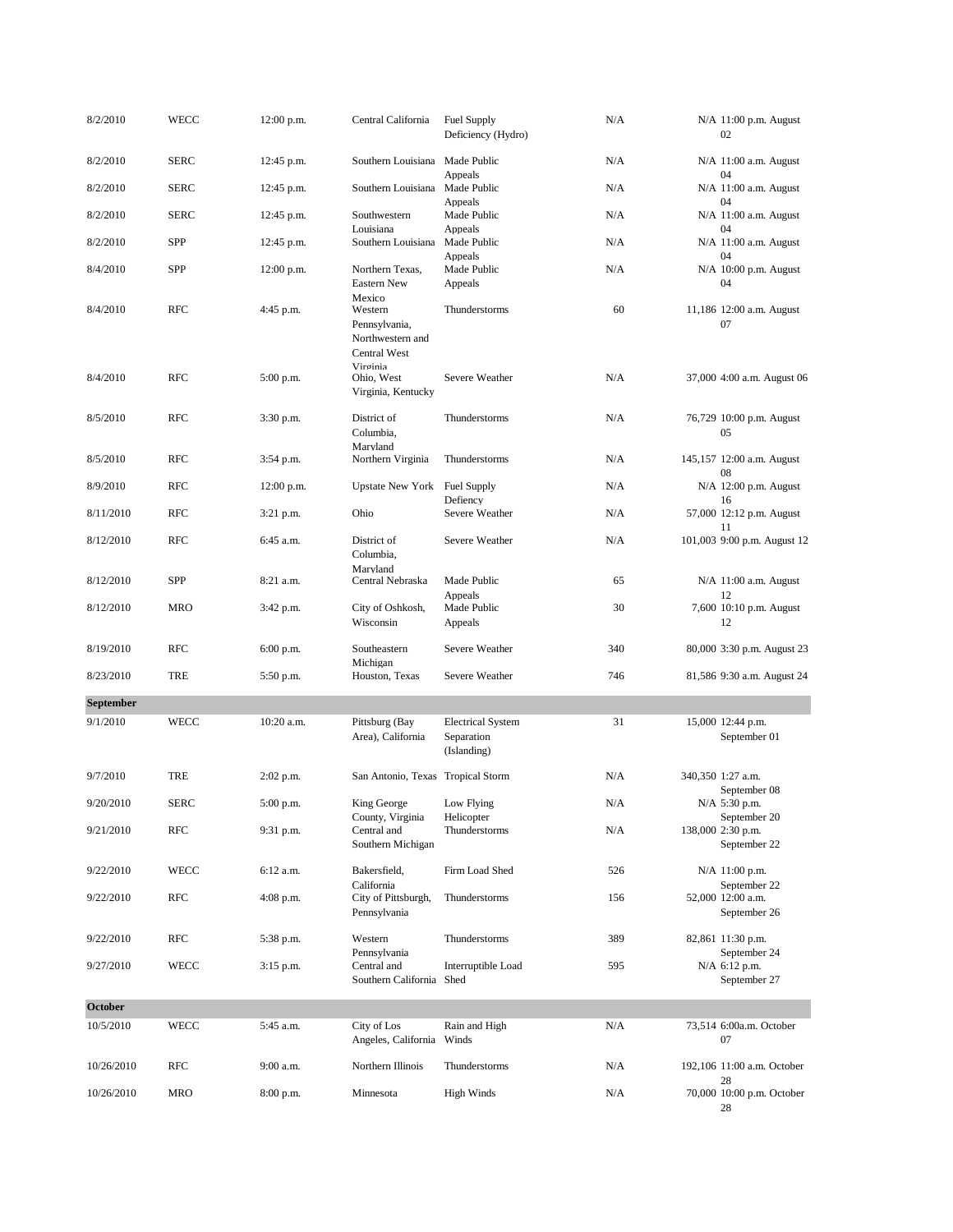| | | | | | | | |
|---|---|---|---|---|---|---|---|
| 8/2/2010 | WECC | 12:00 p.m. | Central California | Fuel Supply Deficiency (Hydro) | N/A | N/A | 11:00 p.m. August 02 |
| 8/2/2010 | SERC | 12:45 p.m. | Southern Louisiana | Made Public Appeals | N/A | N/A | 11:00 a.m. August 04 |
| 8/2/2010 | SERC | 12:45 p.m. | Southern Louisiana | Made Public Appeals | N/A | N/A | 11:00 a.m. August 04 |
| 8/2/2010 | SERC | 12:45 p.m. | Southwestern Louisiana | Made Public Appeals | N/A | N/A | 11:00 a.m. August 04 |
| 8/2/2010 | SPP | 12:45 p.m. | Southern Louisiana | Made Public Appeals | N/A | N/A | 11:00 a.m. August 04 |
| 8/4/2010 | SPP | 12:00 p.m. | Northern Texas, Eastern New Mexico | Made Public Appeals | N/A | N/A | 10:00 p.m. August 04 |
| 8/4/2010 | RFC | 4:45 p.m. | Western Pennsylvania, Northwestern and Central West Virginia | Thunderstorms | 60 | 11,186 | 12:00 a.m. August 07 |
| 8/4/2010 | RFC | 5:00 p.m. | Ohio, West Virginia, Kentucky | Severe Weather | N/A | 37,000 | 4:00 a.m. August 06 |
| 8/5/2010 | RFC | 3:30 p.m. | District of Columbia, Maryland | Thunderstorms | N/A | 76,729 | 10:00 p.m. August 05 |
| 8/5/2010 | RFC | 3:54 p.m. | Northern Virginia | Thunderstorms | N/A | 145,157 | 12:00 a.m. August 08 |
| 8/9/2010 | RFC | 12:00 p.m. | Upstate New York | Fuel Supply Defiency | N/A | N/A | 12:00 p.m. August 16 |
| 8/11/2010 | RFC | 3:21 p.m. | Ohio | Severe Weather | N/A | 57,000 | 12:12 p.m. August 11 |
| 8/12/2010 | RFC | 6:45 a.m. | District of Columbia, Maryland | Severe Weather | N/A | 101,003 | 9:00 p.m. August 12 |
| 8/12/2010 | SPP | 8:21 a.m. | Central Nebraska | Made Public Appeals | 65 | N/A | 11:00 a.m. August 12 |
| 8/12/2010 | MRO | 3:42 p.m. | City of Oshkosh, Wisconsin | Made Public Appeals | 30 | 7,600 | 10:10 p.m. August 12 |
| 8/19/2010 | RFC | 6:00 p.m. | Southeastern Michigan | Severe Weather | 340 | 80,000 | 3:30 p.m. August 23 |
| 8/23/2010 | TRE | 5:50 p.m. | Houston, Texas | Severe Weather | 746 | 81,586 | 9:30 a.m. August 24 |
| **September** | | | | | | | |
| 9/1/2010 | WECC | 10:20 a.m. | Pittsburg (Bay Area), California | Electrical System Separation (Islanding) | 31 | 15,000 | 12:44 p.m. September 01 |
| 9/7/2010 | TRE | 2:02 p.m. | San Antonio, Texas | Tropical Storm | N/A | 340,350 | 1:27 a.m. September 08 |
| 9/20/2010 | SERC | 5:00 p.m. | King George County, Virginia | Low Flying Helicopter | N/A | N/A | 5:30 p.m. September 20 |
| 9/21/2010 | RFC | 9:31 p.m. | Central and Southern Michigan | Thunderstorms | N/A | 138,000 | 2:30 p.m. September 22 |
| 9/22/2010 | WECC | 6:12 a.m. | Bakersfield, California | Firm Load Shed | 526 | N/A | 11:00 p.m. September 22 |
| 9/22/2010 | RFC | 4:08 p.m. | City of Pittsburgh, Pennsylvania | Thunderstorms | 156 | 52,000 | 12:00 a.m. September 26 |
| 9/22/2010 | RFC | 5:38 p.m. | Western Pennsylvania | Thunderstorms | 389 | 82,861 | 11:30 p.m. September 24 |
| 9/27/2010 | WECC | 3:15 p.m. | Central and Southern California | Interruptible Load Shed | 595 | N/A | 6:12 p.m. September 27 |
| **October** | | | | | | | |
| 10/5/2010 | WECC | 5:45 a.m. | City of Los Angeles, California | Rain and High Winds | N/A | 73,514 | 6:00a.m. October 07 |
| 10/26/2010 | RFC | 9:00 a.m. | Northern Illinois | Thunderstorms | N/A | 192,106 | 11:00 a.m. October 28 |
| 10/26/2010 | MRO | 8:00 p.m. | Minnesota | High Winds | N/A | 70,000 | 10:00 p.m. October 28 |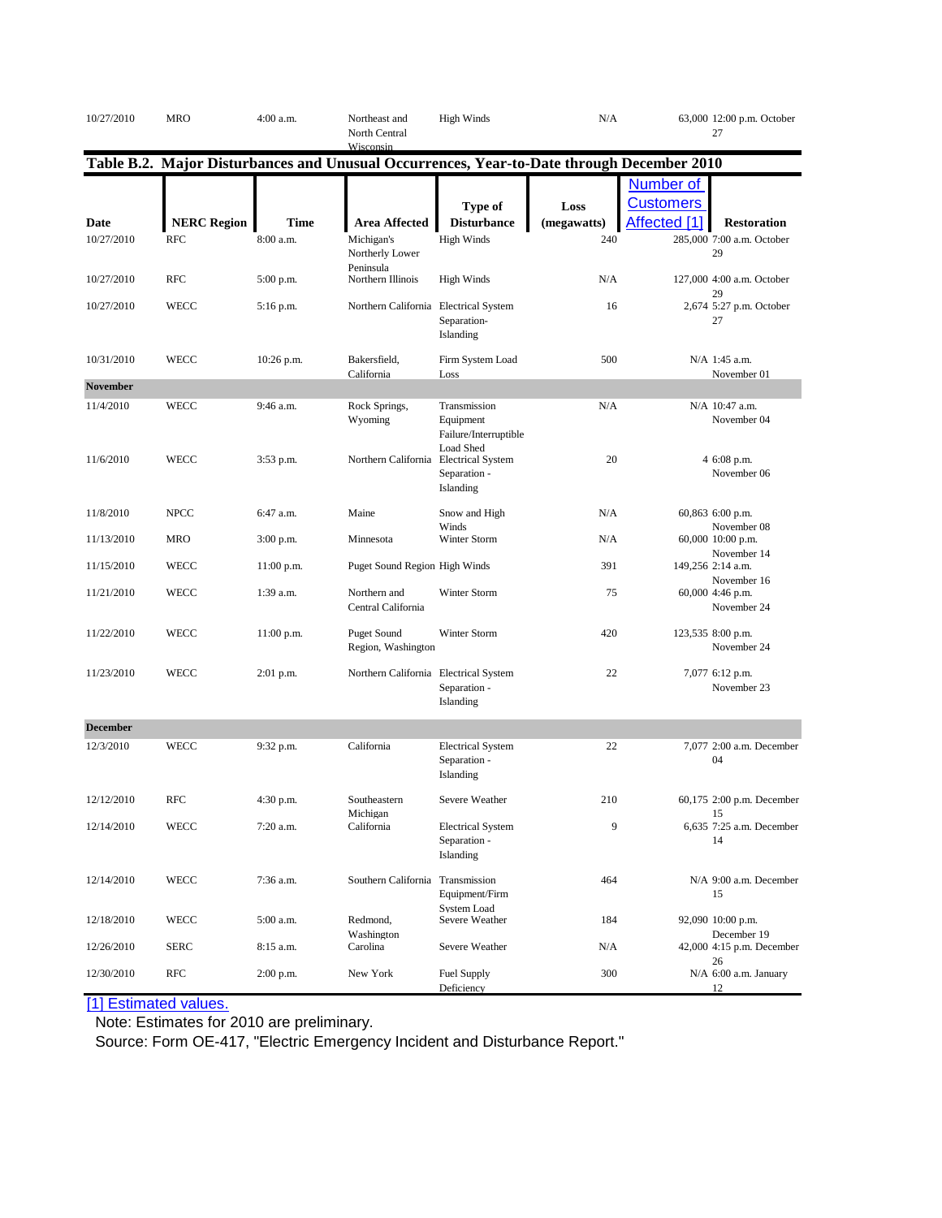| Date | NERC Region | Time | Area Affected | Type of Disturbance | Loss (megawatts) | Number of Customers Affected [1] | Restoration |
|---|---|---|---|---|---|---|---|
| 10/27/2010 | MRO | 4:00 a.m. | Northeast and North Central Wisconsin | High Winds | N/A | 63,000 | 12:00 p.m. October 27 |

## Table B.2. Major Disturbances and Unusual Occurrences, Year-to-Date through December 2010

| Date | NERC Region | Time | Area Affected | Type of Disturbance | Loss (megawatts) | Number of Customers Affected [1] | Restoration |
|---|---|---|---|---|---|---|---|
| 10/27/2010 | RFC | 8:00 a.m. | Michigan's Northerly Lower Peninsula | High Winds | 240 | 285,000 | 7:00 a.m. October 29 |
| 10/27/2010 | RFC | 5:00 p.m. | Northern Illinois | High Winds | N/A | 127,000 | 4:00 a.m. October 29 |
| 10/27/2010 | WECC | 5:16 p.m. | Northern California | Electrical System Separation-Islanding | 16 | 2,674 | 5:27 p.m. October 27 |
| 10/31/2010 | WECC | 10:26 p.m. | Bakersfield, California | Firm System Load Loss | 500 | N/A | 1:45 a.m. November 01 |
| **November** | | | | | | | |
| 11/4/2010 | WECC | 9:46 a.m. | Rock Springs, Wyoming | Transmission Equipment Failure/Interruptible Load Shed | N/A | N/A | 10:47 a.m. November 04 |
| 11/6/2010 | WECC | 3:53 p.m. | Northern California | Electrical System Separation - Islanding | 20 | 4 | 6:08 p.m. November 06 |
| 11/8/2010 | NPCC | 6:47 a.m. | Maine | Snow and High Winds | N/A | 60,863 | 6:00 p.m. November 08 |
| 11/13/2010 | MRO | 3:00 p.m. | Minnesota | Winter Storm | N/A | 60,000 | 10:00 p.m. November 14 |
| 11/15/2010 | WECC | 11:00 p.m. | Puget Sound Region | High Winds | 391 | 149,256 | 2:14 a.m. November 16 |
| 11/21/2010 | WECC | 1:39 a.m. | Northern and Central California | Winter Storm | 75 | 60,000 | 4:46 p.m. November 24 |
| 11/22/2010 | WECC | 11:00 p.m. | Puget Sound Region, Washington | Winter Storm | 420 | 123,535 | 8:00 p.m. November 24 |
| 11/23/2010 | WECC | 2:01 p.m. | Northern California | Electrical System Separation - Islanding | 22 | 7,077 | 6:12 p.m. November 23 |
| **December** | | | | | | | |
| 12/3/2010 | WECC | 9:32 p.m. | California | Electrical System Separation - Islanding | 22 | 7,077 | 2:00 a.m. December 04 |
| 12/12/2010 | RFC | 4:30 p.m. | Southeastern Michigan | Severe Weather | 210 | 60,175 | 2:00 p.m. December 15 |
| 12/14/2010 | WECC | 7:20 a.m. | California | Electrical System Separation - Islanding | 9 | 6,635 | 7:25 a.m. December 14 |
| 12/14/2010 | WECC | 7:36 a.m. | Southern California | Transmission Equipment/Firm System Load | 464 | N/A | 9:00 a.m. December 15 |
| 12/18/2010 | WECC | 5:00 a.m. | Redmond, Washington | Severe Weather | 184 | 92,090 | 10:00 p.m. December 19 |
| 12/26/2010 | SERC | 8:15 a.m. | Carolina | Severe Weather | N/A | 42,000 | 4:15 p.m. December 26 |
| 12/30/2010 | RFC | 2:00 p.m. | New York | Fuel Supply Deficiency | 300 | N/A | 6:00 a.m. January 12 |

[1] Estimated values.

Note: Estimates for 2010 are preliminary.

Source: Form OE-417, "Electric Emergency Incident and Disturbance Report."